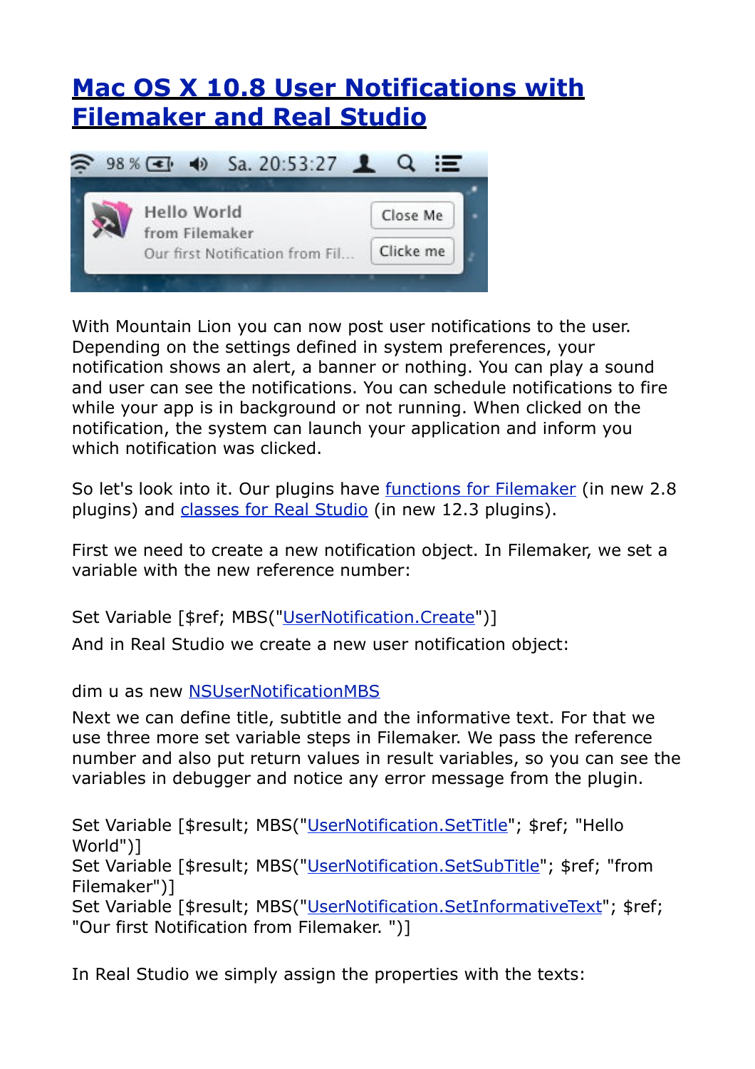# [Mac OS X 10.8 User Notifications with Filemaker and Real Studio]()

With Mountain Lion you can now post user notifications to the user. Depending on the settings defined in system preferences, your notification shows an alert, a banner or nothing. You can play a sound and user can see the notifications. You can schedule notifications to fire while your app is in background or not running. When clicked on the notification, the system can launch your application and inform you which notification was clicked.

So let's look into it. Our plugins have [functions for Filemaker]() (in new 2.8 plugins) and [classes for Real Studio]() (in new 12.3 plugins).

First we need to create a new notification object. In Filemaker, we set a variable with the new reference number:

Set Variable [$ref; MBS("[UserNotification.Create]()")]

And in Real Studio we create a new user notification object:

dim u as new [NSUserNotificationMBS]()

Next we can define title, subtitle and the informative text. For that we use three more set variable steps in Filemaker. We pass the reference number and also put return values in result variables, so you can see the variables in debugger and notice any error message from the plugin.

Set Variable [$result; MBS("[UserNotification.SetTitle]()"; $ref; "Hello World")]
Set Variable [$result; MBS("[UserNotification.SetSubTitle]()"; $ref; "from Filemaker")]
Set Variable [$result; MBS("[UserNotification.SetInformativeText]()"; $ref; "Our first Notification from Filemaker. ")]

In Real Studio we simply assign the properties with the texts: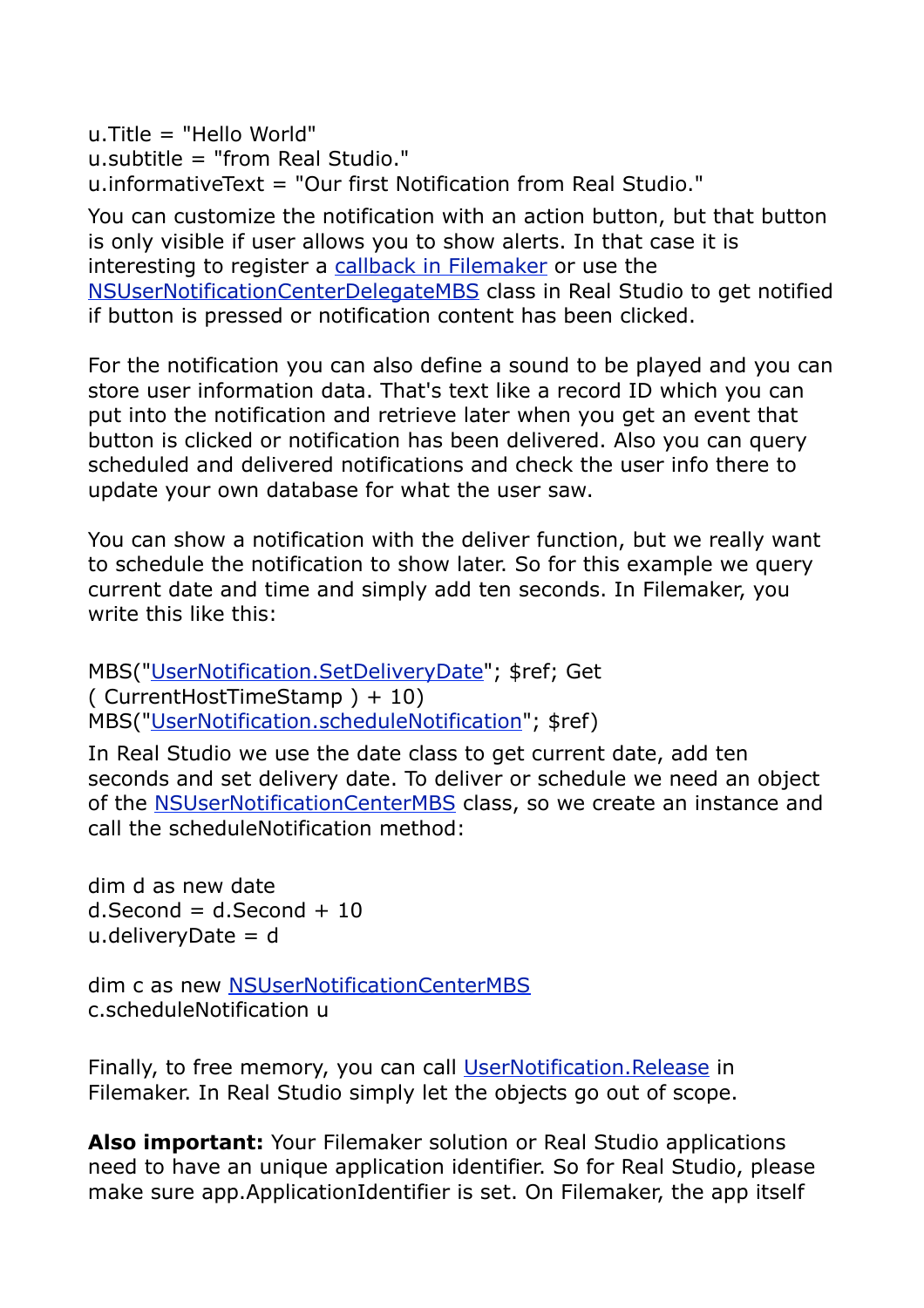```
u.Title = "Hello World"
u.subtitle = "from Real Studio."
u.informativeText = "Our first Notification from Real Studio."
```

You can customize the notification with an action button, but that button is only visible if user allows you to show alerts. In that case it is interesting to register a [callback in Filemaker] or use the [NSUserNotificationCenterDelegateMBS] class in Real Studio to get notified if button is pressed or notification content has been clicked.

For the notification you can also define a sound to be played and you can store user information data. That's text like a record ID which you can put into the notification and retrieve later when you get an event that button is clicked or notification has been delivered. Also you can query scheduled and delivered notifications and check the user info there to update your own database for what the user saw.

You can show a notification with the deliver function, but we really want to schedule the notification to show later. So for this example we query current date and time and simply add ten seconds. In Filemaker, you write this like this:

```
MBS("UserNotification.SetDeliveryDate"; $ref; Get ( CurrentHostTimeStamp ) + 10)
MBS("UserNotification.scheduleNotification"; $ref)
```

In Real Studio we use the date class to get current date, add ten seconds and set delivery date. To deliver or schedule we need an object of the [NSUserNotificationCenterMBS] class, so we create an instance and call the scheduleNotification method:

```
dim d as new date
d.Second = d.Second + 10
u.deliveryDate = d

dim c as new NSUserNotificationCenterMBS
c.scheduleNotification u
```

Finally, to free memory, you can call [UserNotification.Release] in Filemaker. In Real Studio simply let the objects go out of scope.

**Also important:** Your Filemaker solution or Real Studio applications need to have an unique application identifier. So for Real Studio, please make sure app.ApplicationIdentifier is set. On Filemaker, the app itself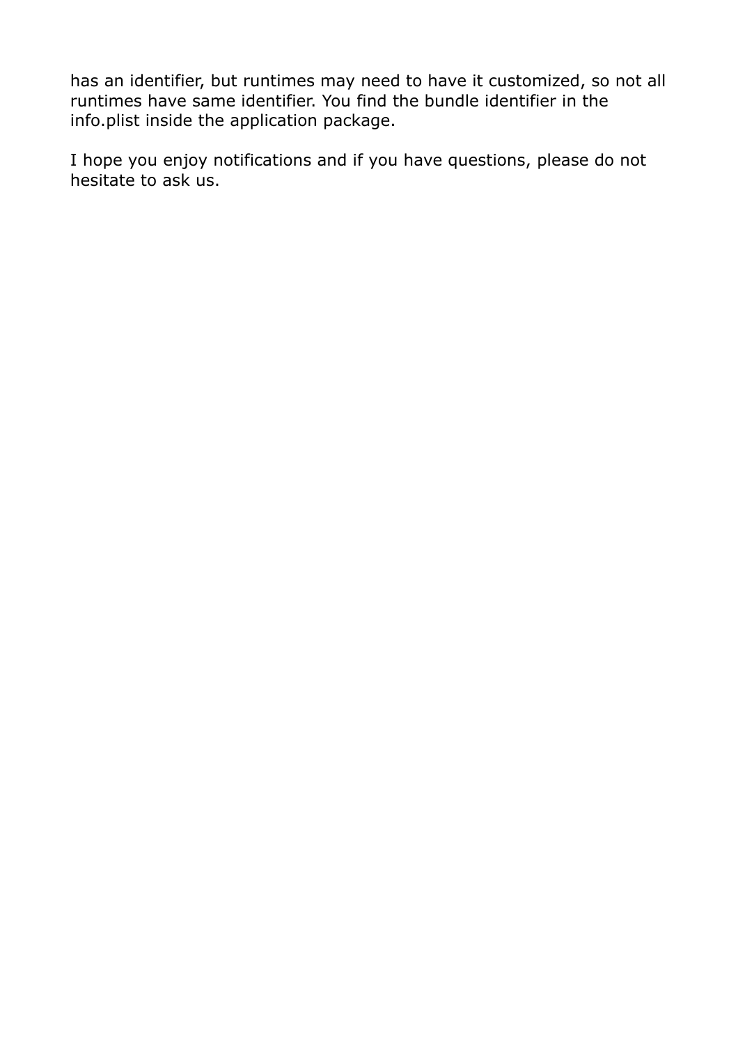has an identifier, but runtimes may need to have it customized, so not all runtimes have same identifier. You find the bundle identifier in the info.plist inside the application package.

I hope you enjoy notifications and if you have questions, please do not hesitate to ask us.